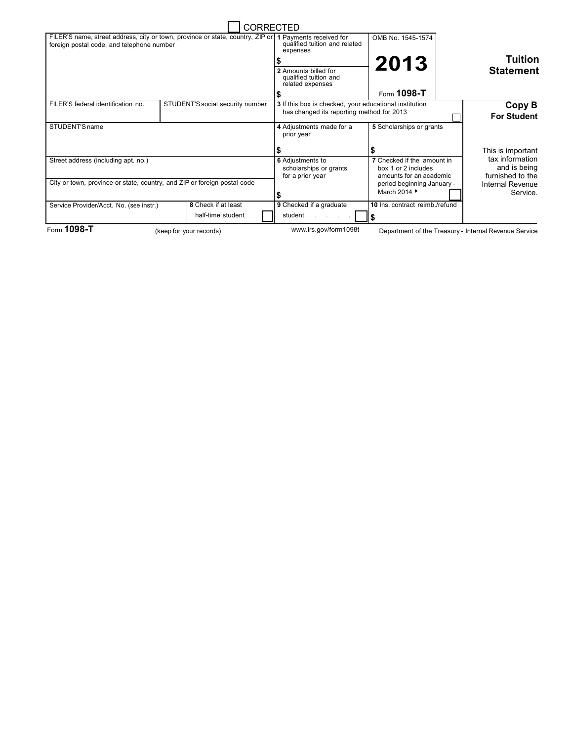☐ CORRECTED

| FILER'S name, street address, city or town, province or state, country, ZIP or foreign postal code, and telephone number | | 1 Payments received for qualified tuition and related expenses<br>$<br>2 Amounts billed for qualified tuition and related expenses<br>$ | OMB No. 1545-1574<br>**2013**<br>Form **1098-T** | **Tuition Statement** |
|---|---|---|---|---|
| FILER'S federal identification no. | STUDENT'S social security number | 3 If this box is checked, your educational institution has changed its reporting method for 2013 ☐ | | **Copy B For Student** |
| STUDENT'S name | | 4 Adjustments made for a prior year<br>$ | 5 Scholarships or grants<br>$ | This is important tax information and is being furnished to the Internal Revenue Service. |
| Street address (including apt. no.)<br><br>City or town, province or state, country, and ZIP or foreign postal code | | 6 Adjustments to scholarships or grants for a prior year<br>$ | 7 Checked if the amount in box 1 or 2 includes amounts for an academic period beginning January - March 2014 ▸ ☐ | |
| Service Provider/Acct. No. (see instr.) | 8 Check if at least half-time student ☐ | 9 Checked if a graduate student . . . . ☐ | 10 Ins. contract reimb./refund<br>$ | |

Form **1098-T** (keep for your records) www.irs.gov/form1098t Department of the Treasury - Internal Revenue Service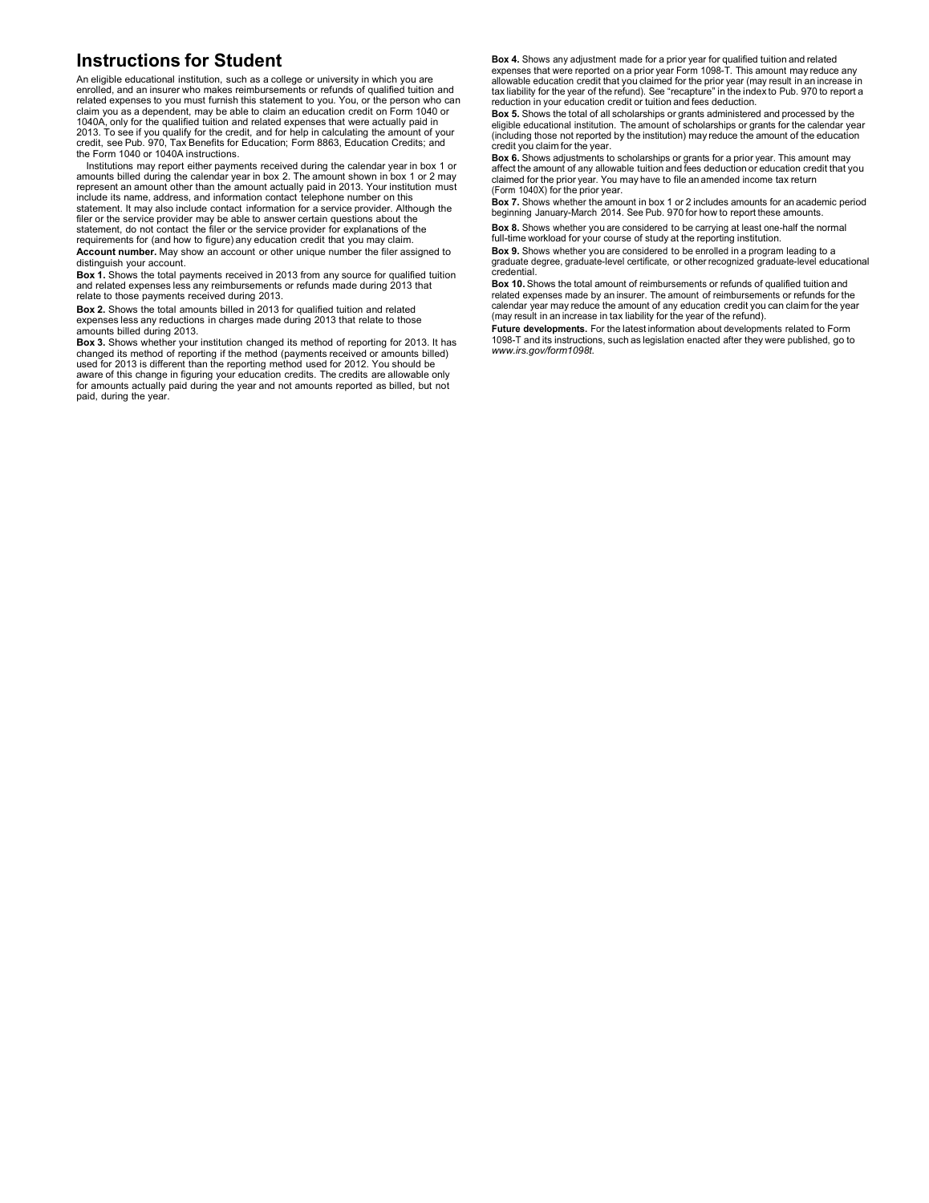# Instructions for Student

An eligible educational institution, such as a college or university in which you are enrolled, and an insurer who makes reimbursements or refunds of qualified tuition and related expenses to you must furnish this statement to you. You, or the person who can claim you as a dependent, may be able to claim an education credit on Form 1040 or 1040A, only for the qualified tuition and related expenses that were actually paid in 2013. To see if you qualify for the credit, and for help in calculating the amount of your credit, see Pub. 970, Tax Benefits for Education; Form 8863, Education Credits; and the Form 1040 or 1040A instructions.

Institutions may report either payments received during the calendar year in box 1 or amounts billed during the calendar year in box 2. The amount shown in box 1 or 2 may represent an amount other than the amount actually paid in 2013. Your institution must include its name, address, and information contact telephone number on this statement. It may also include contact information for a service provider. Although the filer or the service provider may be able to answer certain questions about the statement, do not contact the filer or the service provider for explanations of the requirements for (and how to figure) any education credit that you may claim.

**Account number.** May show an account or other unique number the filer assigned to distinguish your account.

**Box 1.** Shows the total payments received in 2013 from any source for qualified tuition and related expenses less any reimbursements or refunds made during 2013 that relate to those payments received during 2013.

**Box 2.** Shows the total amounts billed in 2013 for qualified tuition and related expenses less any reductions in charges made during 2013 that relate to those amounts billed during 2013.

**Box 3.** Shows whether your institution changed its method of reporting for 2013. It has changed its method of reporting if the method (payments received or amounts billed) used for 2013 is different than the reporting method used for 2012. You should be aware of this change in figuring your education credits. The credits are allowable only for amounts actually paid during the year and not amounts reported as billed, but not paid, during the year.

**Box 4.** Shows any adjustment made for a prior year for qualified tuition and related expenses that were reported on a prior year Form 1098-T. This amount may reduce any allowable education credit that you claimed for the prior year (may result in an increase in tax liability for the year of the refund). See "recapture" in the index to Pub. 970 to report a reduction in your education credit or tuition and fees deduction.

**Box 5.** Shows the total of all scholarships or grants administered and processed by the eligible educational institution. The amount of scholarships or grants for the calendar year (including those not reported by the institution) may reduce the amount of the education credit you claim for the year.

**Box 6.** Shows adjustments to scholarships or grants for a prior year. This amount may affect the amount of any allowable tuition and fees deduction or education credit that you claimed for the prior year. You may have to file an amended income tax return (Form 1040X) for the prior year.

**Box 7.** Shows whether the amount in box 1 or 2 includes amounts for an academic period beginning January-March 2014. See Pub. 970 for how to report these amounts.

**Box 8.** Shows whether you are considered to be carrying at least one-half the normal full-time workload for your course of study at the reporting institution.

**Box 9.** Shows whether you are considered to be enrolled in a program leading to a graduate degree, graduate-level certificate, or other recognized graduate-level educational credential.

**Box 10.** Shows the total amount of reimbursements or refunds of qualified tuition and related expenses made by an insurer. The amount of reimbursements or refunds for the calendar year may reduce the amount of any education credit you can claim for the year (may result in an increase in tax liability for the year of the refund).

**Future developments.** For the latest information about developments related to Form 1098-T and its instructions, such as legislation enacted after they were published, go to *www.irs.gov/form1098t.*